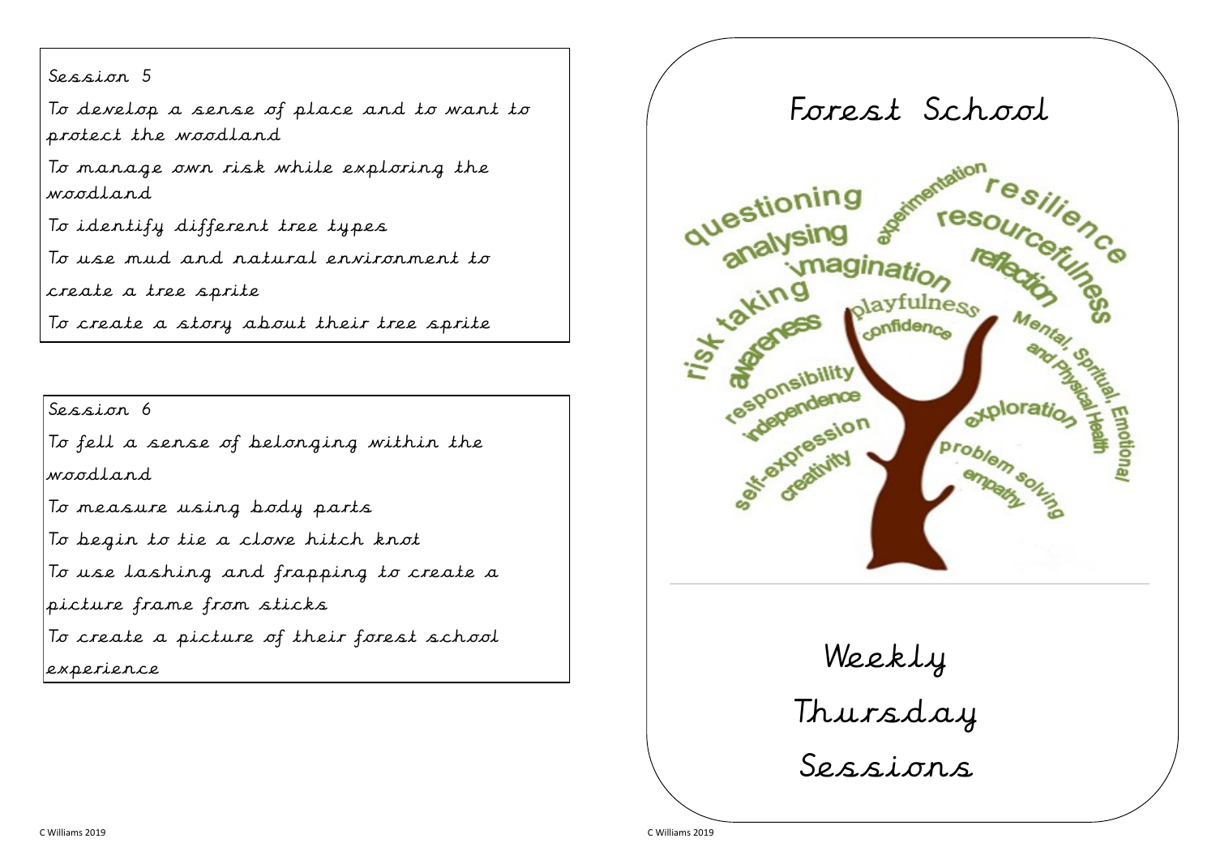## Session 5

To develop a sense of place and to want to protect the woodland

To manage own risk while exploring the woodland

To identify different tree types

To use mud and natural environment to create a tree sprite

To create a story about their tree sprite

## Session 6

To fell a sense of belonging within the woodland

To measure using body parts

To begin to tie a clove hitch knot

To use lashing and frapping to create a picture frame from sticks

To create a picture of their forest school experience

# Forest School

questioning analysing imagination experimentation resilience resourcefulness reflection risk taking playfulness confidence awareness responsibility independence self-expression creativity Mental, Spiritual, Emotional and Physical Health exploration problem solving empathy

Weekly

Thursday

Sessions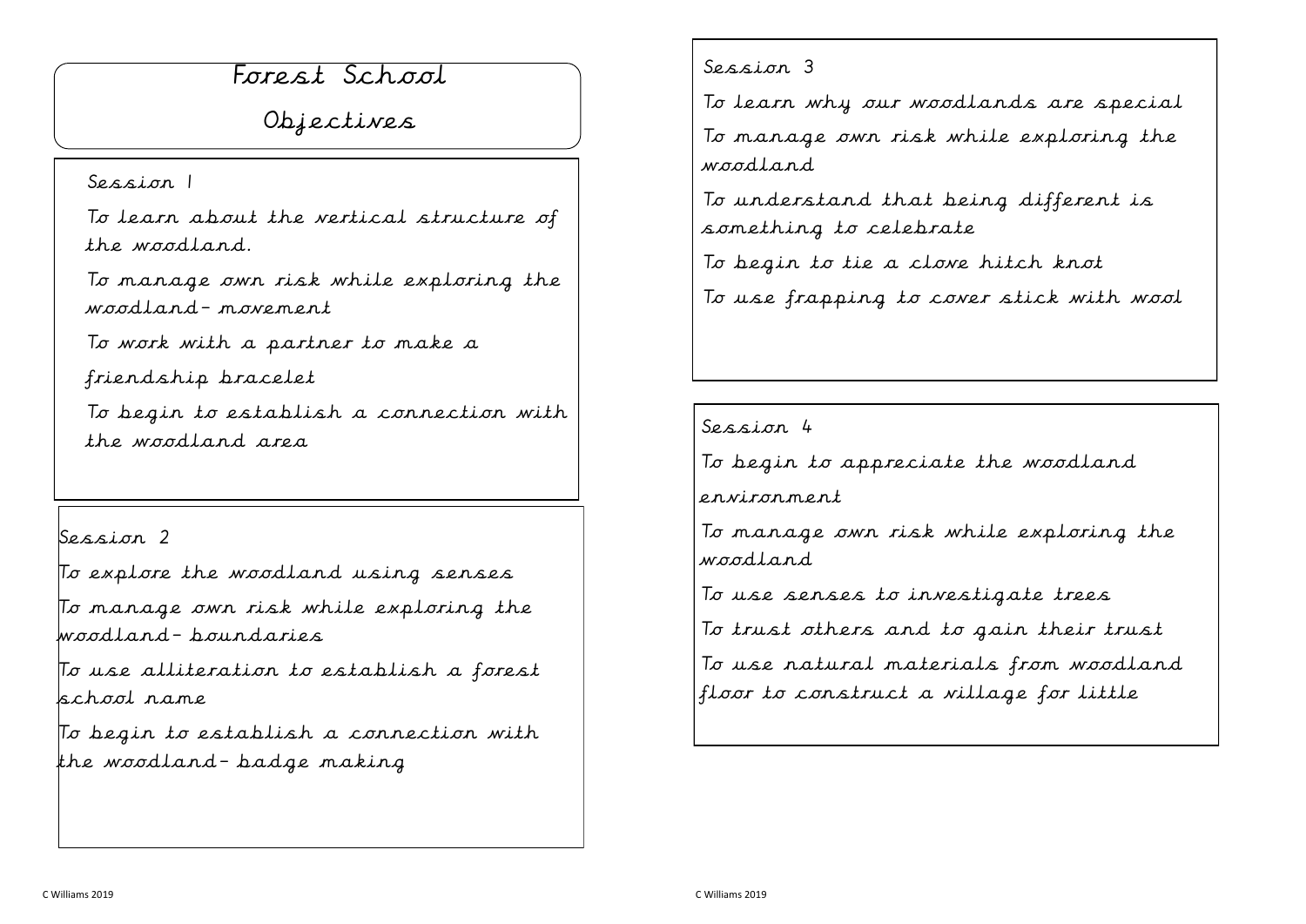# Forest School

## Objectives

### Session 1

To learn about the vertical structure of the woodland.

To manage own risk while exploring the woodland- movement

To work with a partner to make a friendship bracelet

To begin to establish a connection with the woodland area

### Session 2

To explore the woodland using senses

To manage own risk while exploring the woodland- boundaries

To use alliteration to establish a forest school name

To begin to establish a connection with the woodland- badge making

### Session 3

To learn why our woodlands are special

To manage own risk while exploring the woodland

To understand that being different is something to celebrate

To begin to tie a clove hitch knot

To use frapping to cover stick with wool

### Session 4

To begin to appreciate the woodland environment

To manage own risk while exploring the woodland

To use senses to investigate trees

To trust others and to gain their trust

To use natural materials from woodland floor to construct a village for little

C Williams 2019